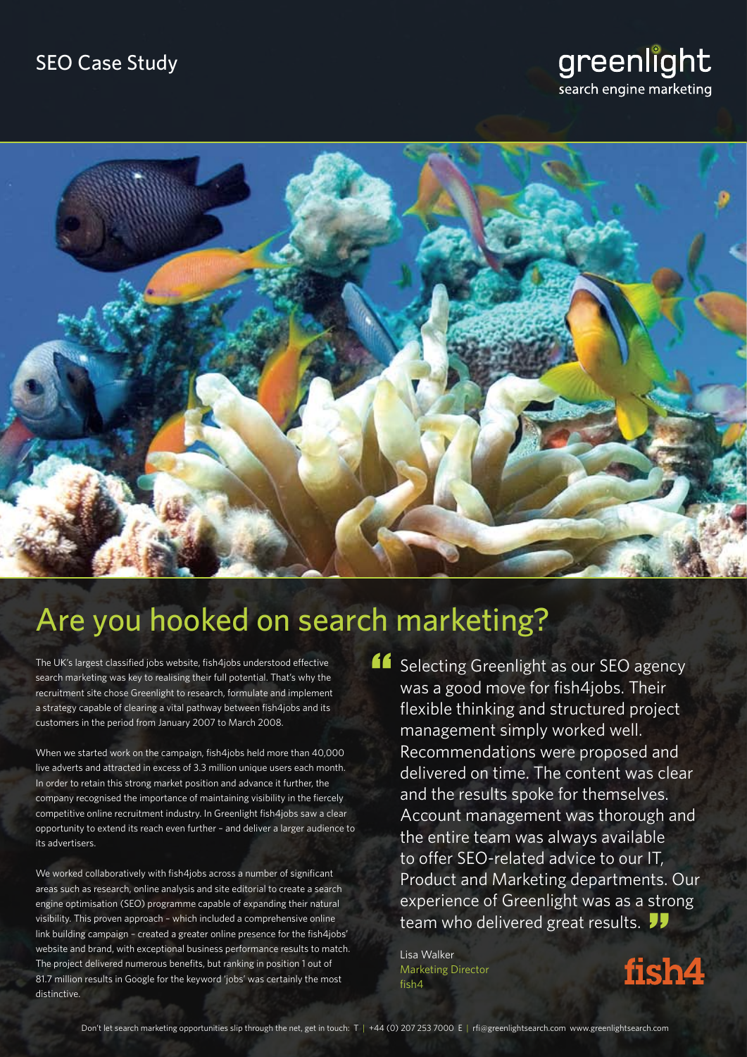SEO Case Study

greenlight
search engine marketing

# Are you hooked on search marketing?

The UK's largest classified jobs website, fish4jobs understood effective search marketing was key to realising their full potential. That's why the recruitment site chose Greenlight to research, formulate and implement a strategy capable of clearing a vital pathway between fish4jobs and its customers in the period from January 2007 to March 2008.

When we started work on the campaign, fish4jobs held more than 40,000 live adverts and attracted in excess of 3.3 million unique users each month. In order to retain this strong market position and advance it further, the company recognised the importance of maintaining visibility in the fiercely competitive online recruitment industry. In Greenlight fish4jobs saw a clear opportunity to extend its reach even further – and deliver a larger audience to its advertisers.

We worked collaboratively with fish4jobs across a number of significant areas such as research, online analysis and site editorial to create a search engine optimisation (SEO) programme capable of expanding their natural visibility. This proven approach – which included a comprehensive online link building campaign – created a greater online presence for the fish4jobs' website and brand, with exceptional business performance results to match. The project delivered numerous benefits, but ranking in position 1 out of 81.7 million results in Google for the keyword 'jobs' was certainly the most distinctive.

> "Selecting Greenlight as our SEO agency was a good move for fish4jobs. Their flexible thinking and structured project management simply worked well. Recommendations were proposed and delivered on time. The content was clear and the results spoke for themselves. Account management was thorough and the entire team was always available to offer SEO-related advice to our IT, Product and Marketing departments. Our experience of Greenlight was as a strong team who delivered great results."

Lisa Walker
Marketing Director
fish4

fish4

Don't let search marketing opportunities slip through the net, get in touch: T | +44 (0) 207 253 7000 E | rfi@greenlightsearch.com www.greenlightsearch.com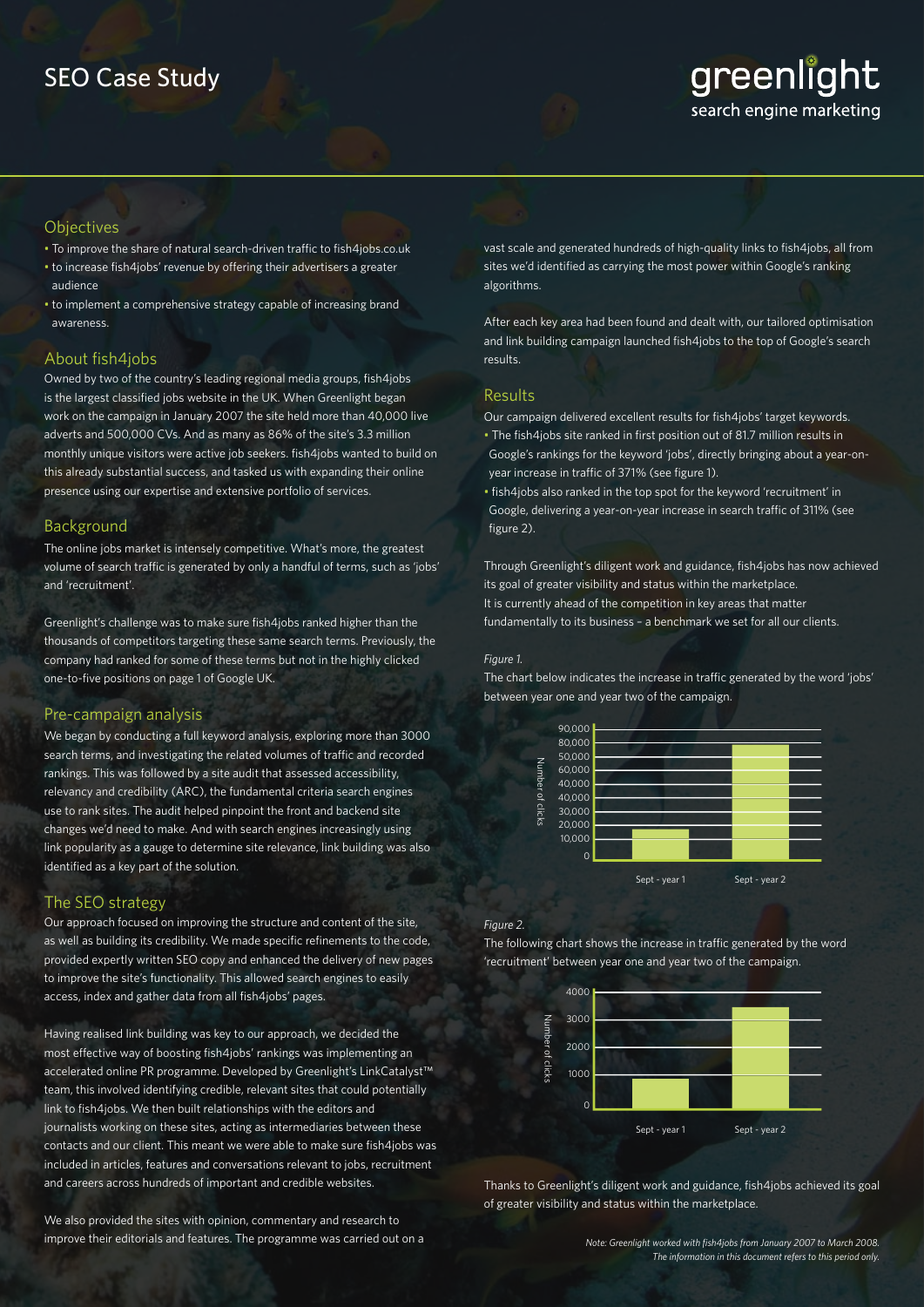# SEO Case Study

greenlight
search engine marketing

## Objectives

- To improve the share of natural search-driven traffic to fish4jobs.co.uk
- to increase fish4jobs' revenue by offering their advertisers a greater audience
- to implement a comprehensive strategy capable of increasing brand awareness.

## About fish4jobs

Owned by two of the country's leading regional media groups, fish4jobs is the largest classified jobs website in the UK. When Greenlight began work on the campaign in January 2007 the site held more than 40,000 live adverts and 500,000 CVs. And as many as 86% of the site's 3.3 million monthly unique visitors were active job seekers. fish4jobs wanted to build on this already substantial success, and tasked us with expanding their online presence using our expertise and extensive portfolio of services.

## Background

The online jobs market is intensely competitive. What's more, the greatest volume of search traffic is generated by only a handful of terms, such as 'jobs' and 'recruitment'.

Greenlight's challenge was to make sure fish4jobs ranked higher than the thousands of competitors targeting these same search terms. Previously, the company had ranked for some of these terms but not in the highly clicked one-to-five positions on page 1 of Google UK.

## Pre-campaign analysis

We began by conducting a full keyword analysis, exploring more than 3000 search terms, and investigating the related volumes of traffic and recorded rankings. This was followed by a site audit that assessed accessibility, relevancy and credibility (ARC), the fundamental criteria search engines use to rank sites. The audit helped pinpoint the front and backend site changes we'd need to make. And with search engines increasingly using link popularity as a gauge to determine site relevance, link building was also identified as a key part of the solution.

## The SEO strategy

Our approach focused on improving the structure and content of the site, as well as building its credibility. We made specific refinements to the code, provided expertly written SEO copy and enhanced the delivery of new pages to improve the site's functionality. This allowed search engines to easily access, index and gather data from all fish4jobs' pages.

Having realised link building was key to our approach, we decided the most effective way of boosting fish4jobs' rankings was implementing an accelerated online PR programme. Developed by Greenlight's LinkCatalyst™ team, this involved identifying credible, relevant sites that could potentially link to fish4jobs. We then built relationships with the editors and journalists working on these sites, acting as intermediaries between these contacts and our client. This meant we were able to make sure fish4jobs was included in articles, features and conversations relevant to jobs, recruitment and careers across hundreds of important and credible websites.

We also provided the sites with opinion, commentary and research to improve their editorials and features. The programme was carried out on a vast scale and generated hundreds of high-quality links to fish4jobs, all from sites we'd identified as carrying the most power within Google's ranking algorithms.

After each key area had been found and dealt with, our tailored optimisation and link building campaign launched fish4jobs to the top of Google's search results.

## Results

Our campaign delivered excellent results for fish4jobs' target keywords.

- The fish4jobs site ranked in first position out of 81.7 million results in Google's rankings for the keyword 'jobs', directly bringing about a year-on-year increase in traffic of 371% (see figure 1).
- fish4jobs also ranked in the top spot for the keyword 'recruitment' in Google, delivering a year-on-year increase in search traffic of 311% (see figure 2).

Through Greenlight's diligent work and guidance, fish4jobs has now achieved its goal of greater visibility and status within the marketplace. It is currently ahead of the competition in key areas that matter fundamentally to its business – a benchmark we set for all our clients.

*Figure 1.*

The chart below indicates the increase in traffic generated by the word 'jobs' between year one and year two of the campaign.

Number of clicks
90,000
80,000
50,000
60,000
40,000
40,000
30,000
20,000
10,000
0
Sept - year 1
Sept - year 2

*Figure 2.*

The following chart shows the increase in traffic generated by the word 'recruitment' between year one and year two of the campaign.

Number of clicks
4000
3000
2000
1000
0
Sept - year 1
Sept - year 2

Thanks to Greenlight's diligent work and guidance, fish4jobs achieved its goal of greater visibility and status within the marketplace.

*Note: Greenlight worked with fish4jobs from January 2007 to March 2008. The information in this document refers to this period only.*